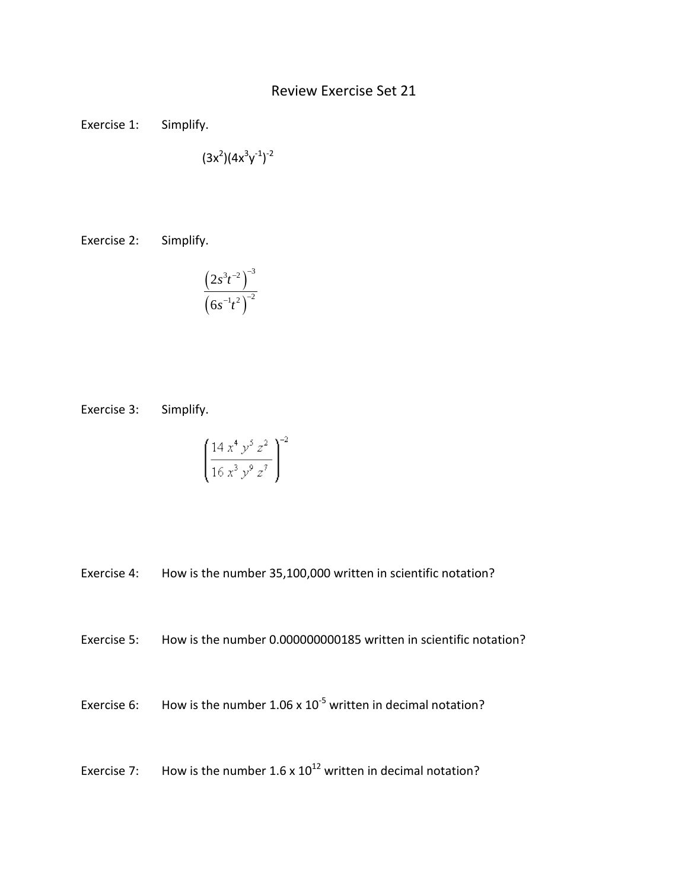# Review Exercise Set 21

Exercise 1: Simplify.

$$(3x^2)(4x^3y^{-1})^{-2}$$

Exercise 2: Simplify.

$$\frac{\left(2s^3t^{-2}\right)^{-3}}{\left(6s^{-1}t^2\right)^{-2}}$$

Exercise 3: Simplify.

$$\left(\frac{14\,x^4\,y^5\,z^2}{16\,x^3\,y^9\,z^7}\right)^{-2}$$

Exercise 4: How is the number 35,100,000 written in scientific notation?

Exercise 5: How is the number 0.000000000185 written in scientific notation?

Exercise 6: How is the number $1.06 \times 10^{-5}$ written in decimal notation?

Exercise 7: How is the number $1.6 \times 10^{12}$ written in decimal notation?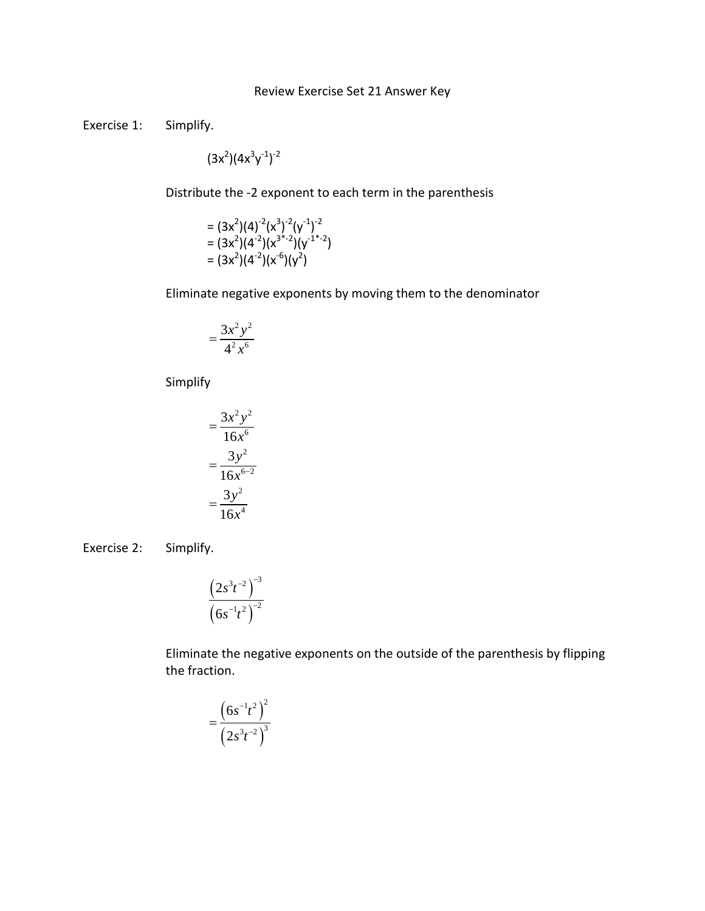Review Exercise Set 21 Answer Key

Exercise 1: Simplify.

$$(3x^2)(4x^3y^{-1})^{-2}$$

Distribute the -2 exponent to each term in the parenthesis

$$= (3x^2)(4)^{-2}(x^3)^{-2}(y^{-1})^{-2}$$
$$= (3x^2)(4^{-2})(x^{3*-2})(y^{-1*-2})$$
$$= (3x^2)(4^{-2})(x^{-6})(y^2)$$

Eliminate negative exponents by moving them to the denominator

$$= \frac{3x^2y^2}{4^2x^6}$$

Simplify

$$= \frac{3x^2y^2}{16x^6}$$
$$= \frac{3y^2}{16x^{6-2}}$$
$$= \frac{3y^2}{16x^4}$$

Exercise 2: Simplify.

$$\frac{\left(2s^3t^{-2}\right)^{-3}}{\left(6s^{-1}t^2\right)^{-2}}$$

Eliminate the negative exponents on the outside of the parenthesis by flipping the fraction.

$$= \frac{\left(6s^{-1}t^2\right)^2}{\left(2s^3t^{-2}\right)^3}$$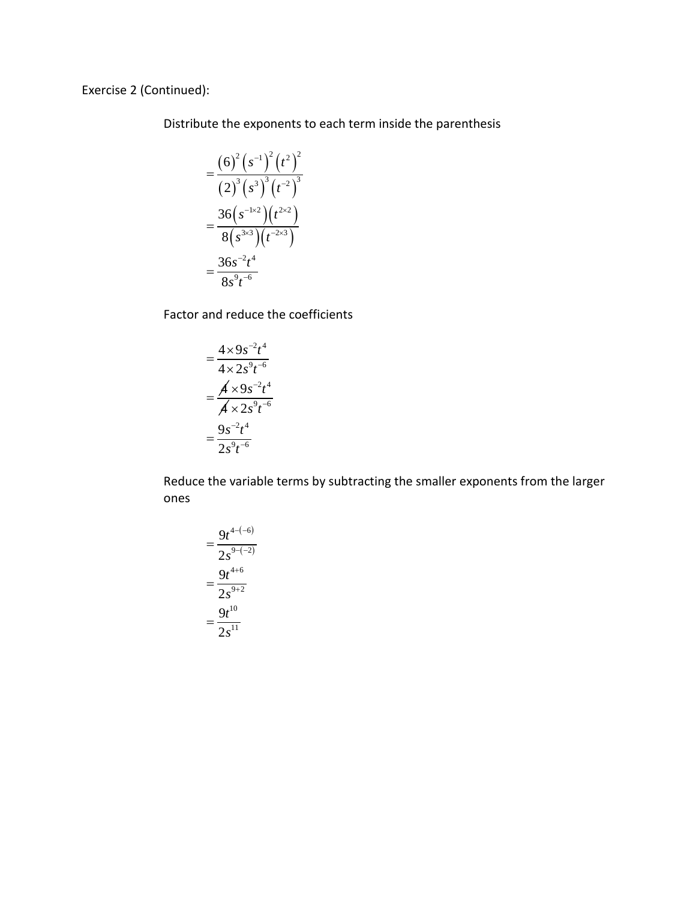Exercise 2 (Continued):

Distribute the exponents to each term inside the parenthesis

$$
\begin{aligned}
&= \frac{(6)^2 \left(s^{-1}\right)^2 \left(t^2\right)^2}{(2)^3 \left(s^3\right)^3 \left(t^{-2}\right)^3} \\
&= \frac{36\left(s^{-1\times 2}\right)\left(t^{2\times 2}\right)}{8\left(s^{3\times 3}\right)\left(t^{-2\times 3}\right)} \\
&= \frac{36s^{-2}t^4}{8s^9t^{-6}}
\end{aligned}
$$

Factor and reduce the coefficients

$$
\begin{aligned}
&= \frac{4\times 9s^{-2}t^4}{4\times 2s^9t^{-6}} \\
&= \frac{\cancel{4}\times 9s^{-2}t^4}{\cancel{4}\times 2s^9t^{-6}} \\
&= \frac{9s^{-2}t^4}{2s^9t^{-6}}
\end{aligned}
$$

Reduce the variable terms by subtracting the smaller exponents from the larger ones

$$
\begin{aligned}
&= \frac{9t^{4-(-6)}}{2s^{9-(-2)}} \\
&= \frac{9t^{4+6}}{2s^{9+2}} \\
&= \frac{9t^{10}}{2s^{11}}
\end{aligned}
$$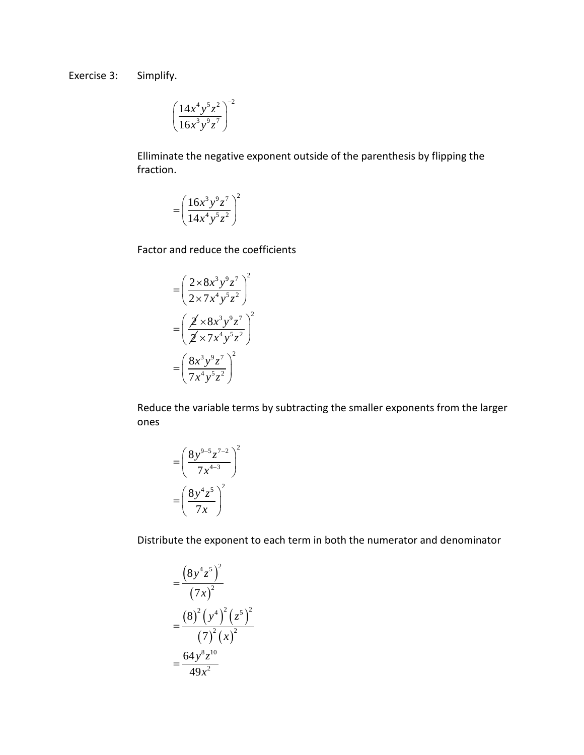Exercise 3: Simplify.

$$\left(\frac{14x^4y^5z^2}{16x^3y^9z^7}\right)^{-2}$$

Elliminate the negative exponent outside of the parenthesis by flipping the fraction.

$$=\left(\frac{16x^3y^9z^7}{14x^4y^5z^2}\right)^2$$

Factor and reduce the coefficients

$$=\left(\frac{2\times 8x^3y^9z^7}{2\times 7x^4y^5z^2}\right)^2$$

$$=\left(\frac{\cancel{2}\times 8x^3y^9z^7}{\cancel{2}\times 7x^4y^5z^2}\right)^2$$

$$=\left(\frac{8x^3y^9z^7}{7x^4y^5z^2}\right)^2$$

Reduce the variable terms by subtracting the smaller exponents from the larger ones

$$=\left(\frac{8y^{9-5}z^{7-2}}{7x^{4-3}}\right)^2$$

$$=\left(\frac{8y^4z^5}{7x}\right)^2$$

Distribute the exponent to each term in both the numerator and denominator

$$=\frac{\left(8y^4z^5\right)^2}{\left(7x\right)^2}$$

$$=\frac{(8)^2\left(y^4\right)^2\left(z^5\right)^2}{(7)^2(x)^2}$$

$$=\frac{64y^8z^{10}}{49x^2}$$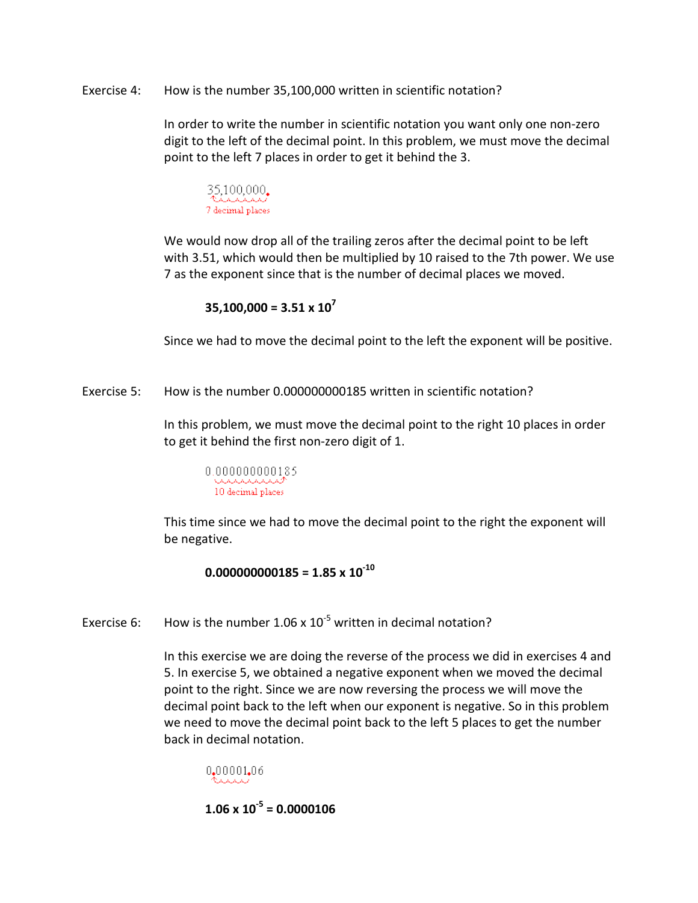Exercise 4: How is the number 35,100,000 written in scientific notation?

In order to write the number in scientific notation you want only one non-zero digit to the left of the decimal point. In this problem, we must move the decimal point to the left 7 places in order to get it behind the 3.

35,100,000.
7 decimal places

We would now drop all of the trailing zeros after the decimal point to be left with 3.51, which would then be multiplied by 10 raised to the 7th power. We use 7 as the exponent since that is the number of decimal places we moved.

$$35{,}100{,}000 = 3.51 \times 10^{7}$$

Since we had to move the decimal point to the left the exponent will be positive.

Exercise 5: How is the number 0.000000000185 written in scientific notation?

In this problem, we must move the decimal point to the right 10 places in order to get it behind the first non-zero digit of 1.

0.000000000185
10 decimal places

This time since we had to move the decimal point to the right the exponent will be negative.

$$0.000000000185 = 1.85 \times 10^{-10}$$

Exercise 6: How is the number $1.06 \times 10^{-5}$ written in decimal notation?

In this exercise we are doing the reverse of the process we did in exercises 4 and 5. In exercise 5, we obtained a negative exponent when we moved the decimal point to the right. Since we are now reversing the process we will move the decimal point back to the left when our exponent is negative. So in this problem we need to move the decimal point back to the left 5 places to get the number back in decimal notation.

0.00001.06

$$1.06 \times 10^{-5} = 0.0000106$$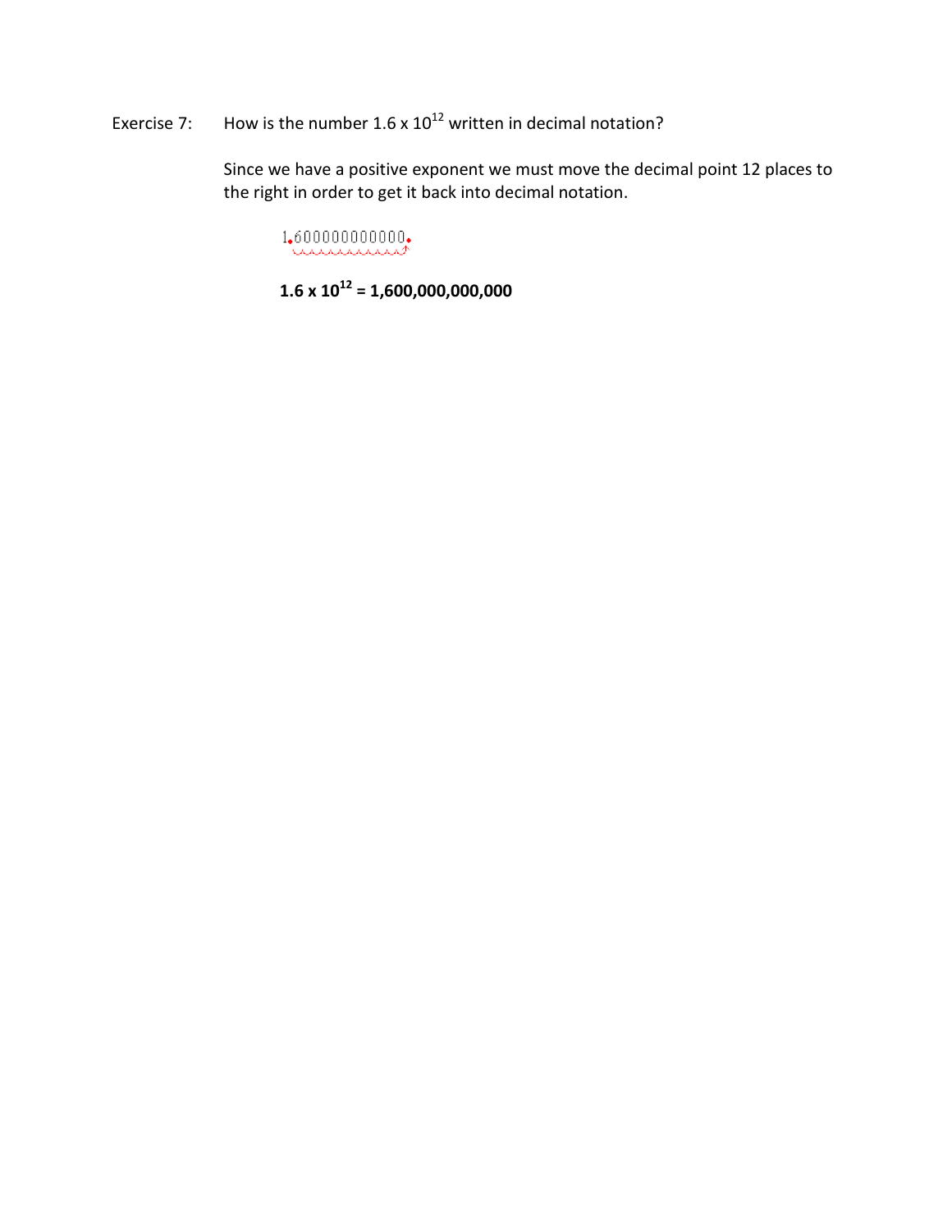Exercise 7: How is the number $1.6 \times 10^{12}$ written in decimal notation?

Since we have a positive exponent we must move the decimal point 12 places to the right in order to get it back into decimal notation.

1.600000000000.

**$1.6 \times 10^{12}$ = 1,600,000,000,000**